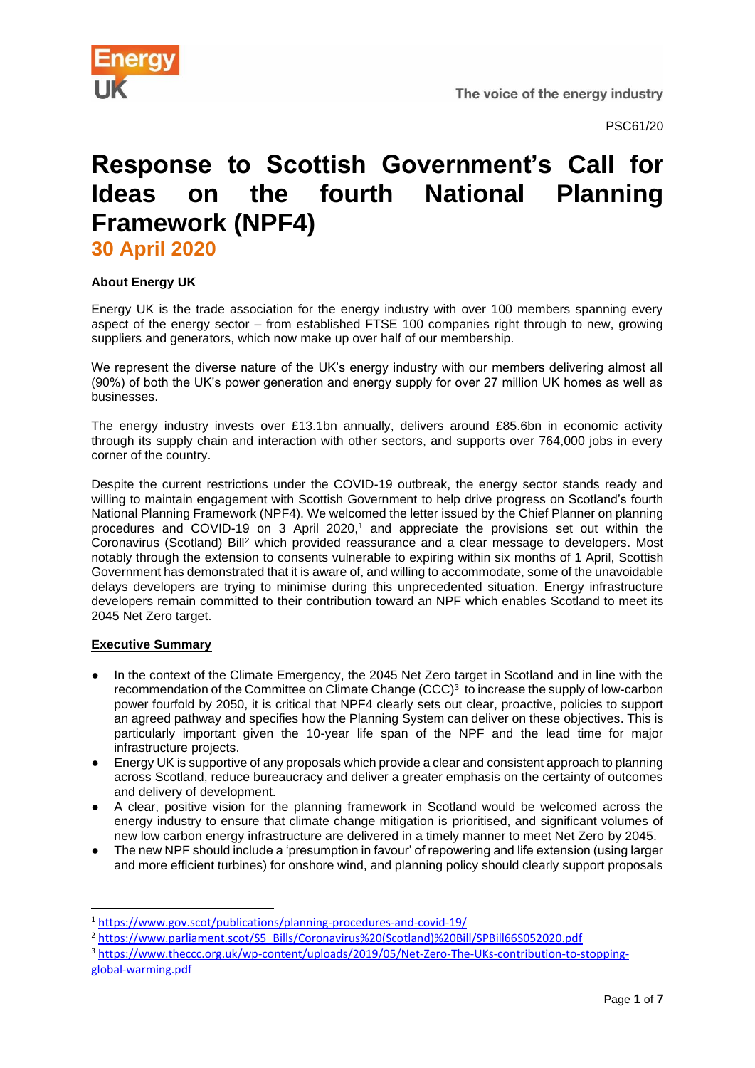The voice of the energy industry

PSC61/20

# Response to Scottish Government's Call for Ideas on the fourth National Planning Framework (NPF4)

## 30 April 2020

**About Energy UK**

Energy UK is the trade association for the energy industry with over 100 members spanning every aspect of the energy sector – from established FTSE 100 companies right through to new, growing suppliers and generators, which now make up over half of our membership.

We represent the diverse nature of the UK's energy industry with our members delivering almost all (90%) of both the UK's power generation and energy supply for over 27 million UK homes as well as businesses.

The energy industry invests over £13.1bn annually, delivers around £85.6bn in economic activity through its supply chain and interaction with other sectors, and supports over 764,000 jobs in every corner of the country.

Despite the current restrictions under the COVID-19 outbreak, the energy sector stands ready and willing to maintain engagement with Scottish Government to help drive progress on Scotland's fourth National Planning Framework (NPF4). We welcomed the letter issued by the Chief Planner on planning procedures and COVID-19 on 3 April 2020,[1] and appreciate the provisions set out within the Coronavirus (Scotland) Bill[2] which provided reassurance and a clear message to developers. Most notably through the extension to consents vulnerable to expiring within six months of 1 April, Scottish Government has demonstrated that it is aware of, and willing to accommodate, some of the unavoidable delays developers are trying to minimise during this unprecedented situation. Energy infrastructure developers remain committed to their contribution toward an NPF which enables Scotland to meet its 2045 Net Zero target.

**Executive Summary**

- In the context of the Climate Emergency, the 2045 Net Zero target in Scotland and in line with the recommendation of the Committee on Climate Change (CCC)[3] to increase the supply of low-carbon power fourfold by 2050, it is critical that NPF4 clearly sets out clear, proactive, policies to support an agreed pathway and specifies how the Planning System can deliver on these objectives. This is particularly important given the 10-year life span of the NPF and the lead time for major infrastructure projects.
- Energy UK is supportive of any proposals which provide a clear and consistent approach to planning across Scotland, reduce bureaucracy and deliver a greater emphasis on the certainty of outcomes and delivery of development.
- A clear, positive vision for the planning framework in Scotland would be welcomed across the energy industry to ensure that climate change mitigation is prioritised, and significant volumes of new low carbon energy infrastructure are delivered in a timely manner to meet Net Zero by 2045.
- The new NPF should include a 'presumption in favour' of repowering and life extension (using larger and more efficient turbines) for onshore wind, and planning policy should clearly support proposals

---

[1] https://www.gov.scot/publications/planning-procedures-and-covid-19/

[2] https://www.parliament.scot/S5_Bills/Coronavirus%20(Scotland)%20Bill/SPBill66S052020.pdf

[3] https://www.theccc.org.uk/wp-content/uploads/2019/05/Net-Zero-The-UKs-contribution-to-stopping-global-warming.pdf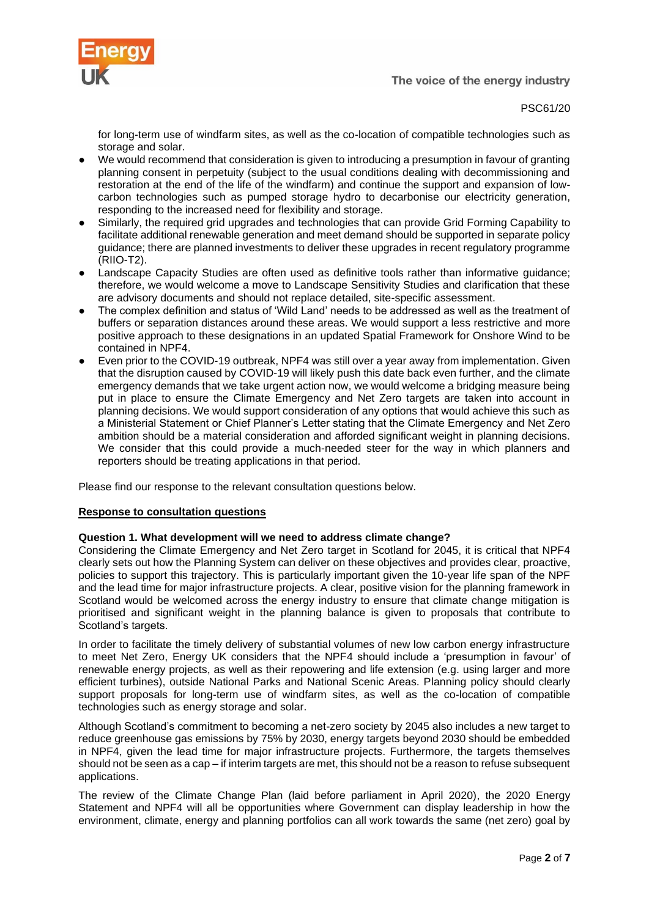for long-term use of windfarm sites, as well as the co-location of compatible technologies such as storage and solar.

- We would recommend that consideration is given to introducing a presumption in favour of granting planning consent in perpetuity (subject to the usual conditions dealing with decommissioning and restoration at the end of the life of the windfarm) and continue the support and expansion of low-carbon technologies such as pumped storage hydro to decarbonise our electricity generation, responding to the increased need for flexibility and storage.
- Similarly, the required grid upgrades and technologies that can provide Grid Forming Capability to facilitate additional renewable generation and meet demand should be supported in separate policy guidance; there are planned investments to deliver these upgrades in recent regulatory programme (RIIO-T2).
- Landscape Capacity Studies are often used as definitive tools rather than informative guidance; therefore, we would welcome a move to Landscape Sensitivity Studies and clarification that these are advisory documents and should not replace detailed, site-specific assessment.
- The complex definition and status of 'Wild Land' needs to be addressed as well as the treatment of buffers or separation distances around these areas. We would support a less restrictive and more positive approach to these designations in an updated Spatial Framework for Onshore Wind to be contained in NPF4.
- Even prior to the COVID-19 outbreak, NPF4 was still over a year away from implementation. Given that the disruption caused by COVID-19 will likely push this date back even further, and the climate emergency demands that we take urgent action now, we would welcome a bridging measure being put in place to ensure the Climate Emergency and Net Zero targets are taken into account in planning decisions. We would support consideration of any options that would achieve this such as a Ministerial Statement or Chief Planner's Letter stating that the Climate Emergency and Net Zero ambition should be a material consideration and afforded significant weight in planning decisions. We consider that this could provide a much-needed steer for the way in which planners and reporters should be treating applications in that period.

Please find our response to the relevant consultation questions below.

**Response to consultation questions**

**Question 1. What development will we need to address climate change?**

Considering the Climate Emergency and Net Zero target in Scotland for 2045, it is critical that NPF4 clearly sets out how the Planning System can deliver on these objectives and provides clear, proactive, policies to support this trajectory. This is particularly important given the 10-year life span of the NPF and the lead time for major infrastructure projects. A clear, positive vision for the planning framework in Scotland would be welcomed across the energy industry to ensure that climate change mitigation is prioritised and significant weight in the planning balance is given to proposals that contribute to Scotland's targets.

In order to facilitate the timely delivery of substantial volumes of new low carbon energy infrastructure to meet Net Zero, Energy UK considers that the NPF4 should include a 'presumption in favour' of renewable energy projects, as well as their repowering and life extension (e.g. using larger and more efficient turbines), outside National Parks and National Scenic Areas. Planning policy should clearly support proposals for long-term use of windfarm sites, as well as the co-location of compatible technologies such as energy storage and solar.

Although Scotland's commitment to becoming a net-zero society by 2045 also includes a new target to reduce greenhouse gas emissions by 75% by 2030, energy targets beyond 2030 should be embedded in NPF4, given the lead time for major infrastructure projects. Furthermore, the targets themselves should not be seen as a cap – if interim targets are met, this should not be a reason to refuse subsequent applications.

The review of the Climate Change Plan (laid before parliament in April 2020), the 2020 Energy Statement and NPF4 will all be opportunities where Government can display leadership in how the environment, climate, energy and planning portfolios can all work towards the same (net zero) goal by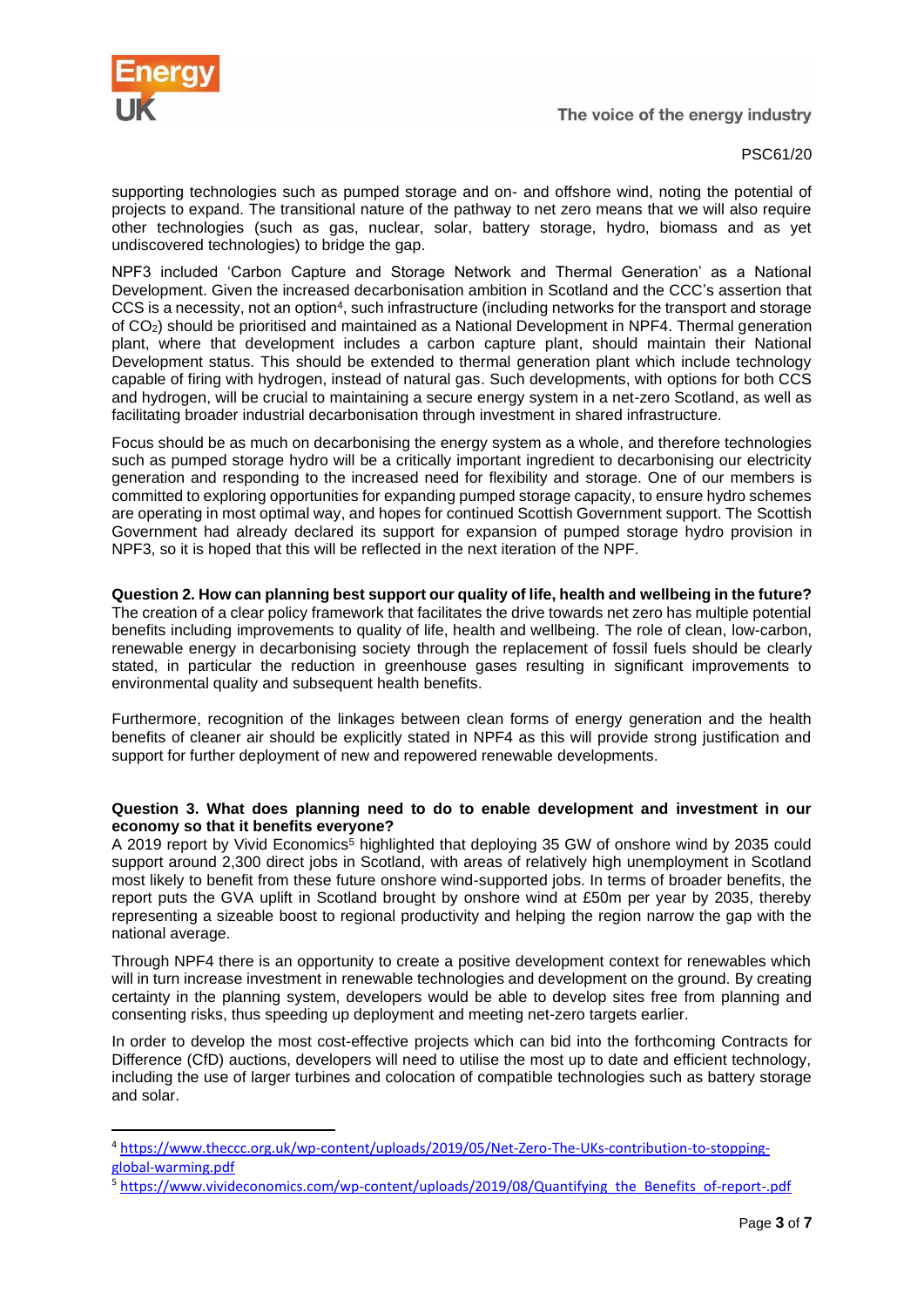supporting technologies such as pumped storage and on- and offshore wind, noting the potential of projects to expand. The transitional nature of the pathway to net zero means that we will also require other technologies (such as gas, nuclear, solar, battery storage, hydro, biomass and as yet undiscovered technologies) to bridge the gap.

NPF3 included 'Carbon Capture and Storage Network and Thermal Generation' as a National Development. Given the increased decarbonisation ambition in Scotland and the CCC's assertion that CCS is a necessity, not an option[4], such infrastructure (including networks for the transport and storage of $CO_2$) should be prioritised and maintained as a National Development in NPF4. Thermal generation plant, where that development includes a carbon capture plant, should maintain their National Development status. This should be extended to thermal generation plant which include technology capable of firing with hydrogen, instead of natural gas. Such developments, with options for both CCS and hydrogen, will be crucial to maintaining a secure energy system in a net-zero Scotland, as well as facilitating broader industrial decarbonisation through investment in shared infrastructure.

Focus should be as much on decarbonising the energy system as a whole, and therefore technologies such as pumped storage hydro will be a critically important ingredient to decarbonising our electricity generation and responding to the increased need for flexibility and storage. One of our members is committed to exploring opportunities for expanding pumped storage capacity, to ensure hydro schemes are operating in most optimal way, and hopes for continued Scottish Government support. The Scottish Government had already declared its support for expansion of pumped storage hydro provision in NPF3, so it is hoped that this will be reflected in the next iteration of the NPF.

**Question 2. How can planning best support our quality of life, health and wellbeing in the future?**
The creation of a clear policy framework that facilitates the drive towards net zero has multiple potential benefits including improvements to quality of life, health and wellbeing. The role of clean, low-carbon, renewable energy in decarbonising society through the replacement of fossil fuels should be clearly stated, in particular the reduction in greenhouse gases resulting in significant improvements to environmental quality and subsequent health benefits.

Furthermore, recognition of the linkages between clean forms of energy generation and the health benefits of cleaner air should be explicitly stated in NPF4 as this will provide strong justification and support for further deployment of new and repowered renewable developments.

**Question 3. What does planning need to do to enable development and investment in our economy so that it benefits everyone?**
A 2019 report by Vivid Economics[5] highlighted that deploying 35 GW of onshore wind by 2035 could support around 2,300 direct jobs in Scotland, with areas of relatively high unemployment in Scotland most likely to benefit from these future onshore wind-supported jobs. In terms of broader benefits, the report puts the GVA uplift in Scotland brought by onshore wind at £50m per year by 2035, thereby representing a sizeable boost to regional productivity and helping the region narrow the gap with the national average.

Through NPF4 there is an opportunity to create a positive development context for renewables which will in turn increase investment in renewable technologies and development on the ground. By creating certainty in the planning system, developers would be able to develop sites free from planning and consenting risks, thus speeding up deployment and meeting net-zero targets earlier.

In order to develop the most cost-effective projects which can bid into the forthcoming Contracts for Difference (CfD) auctions, developers will need to utilise the most up to date and efficient technology, including the use of larger turbines and colocation of compatible technologies such as battery storage and solar.

[4] https://www.theccc.org.uk/wp-content/uploads/2019/05/Net-Zero-The-UKs-contribution-to-stopping-global-warming.pdf

[5] https://www.vivideconomics.com/wp-content/uploads/2019/08/Quantifying_the_Benefits_of-report-.pdf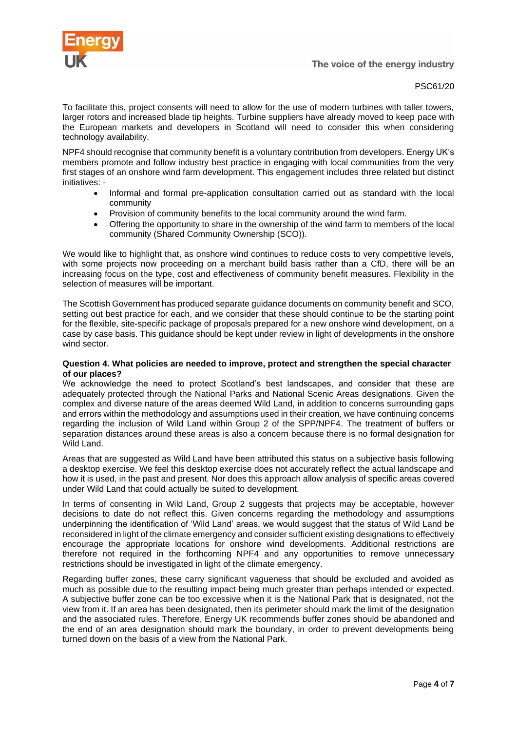To facilitate this, project consents will need to allow for the use of modern turbines with taller towers, larger rotors and increased blade tip heights. Turbine suppliers have already moved to keep pace with the European markets and developers in Scotland will need to consider this when considering technology availability.

NPF4 should recognise that community benefit is a voluntary contribution from developers. Energy UK's members promote and follow industry best practice in engaging with local communities from the very first stages of an onshore wind farm development. This engagement includes three related but distinct initiatives: -

- Informal and formal pre-application consultation carried out as standard with the local community
- Provision of community benefits to the local community around the wind farm.
- Offering the opportunity to share in the ownership of the wind farm to members of the local community (Shared Community Ownership (SCO)).

We would like to highlight that, as onshore wind continues to reduce costs to very competitive levels, with some projects now proceeding on a merchant build basis rather than a CfD, there will be an increasing focus on the type, cost and effectiveness of community benefit measures. Flexibility in the selection of measures will be important.

The Scottish Government has produced separate guidance documents on community benefit and SCO, setting out best practice for each, and we consider that these should continue to be the starting point for the flexible, site-specific package of proposals prepared for a new onshore wind development, on a case by case basis. This guidance should be kept under review in light of developments in the onshore wind sector.

**Question 4. What policies are needed to improve, protect and strengthen the special character of our places?**

We acknowledge the need to protect Scotland's best landscapes, and consider that these are adequately protected through the National Parks and National Scenic Areas designations. Given the complex and diverse nature of the areas deemed Wild Land, in addition to concerns surrounding gaps and errors within the methodology and assumptions used in their creation, we have continuing concerns regarding the inclusion of Wild Land within Group 2 of the SPP/NPF4. The treatment of buffers or separation distances around these areas is also a concern because there is no formal designation for Wild Land.

Areas that are suggested as Wild Land have been attributed this status on a subjective basis following a desktop exercise. We feel this desktop exercise does not accurately reflect the actual landscape and how it is used, in the past and present. Nor does this approach allow analysis of specific areas covered under Wild Land that could actually be suited to development.

In terms of consenting in Wild Land, Group 2 suggests that projects may be acceptable, however decisions to date do not reflect this. Given concerns regarding the methodology and assumptions underpinning the identification of 'Wild Land' areas, we would suggest that the status of Wild Land be reconsidered in light of the climate emergency and consider sufficient existing designations to effectively encourage the appropriate locations for onshore wind developments. Additional restrictions are therefore not required in the forthcoming NPF4 and any opportunities to remove unnecessary restrictions should be investigated in light of the climate emergency.

Regarding buffer zones, these carry significant vagueness that should be excluded and avoided as much as possible due to the resulting impact being much greater than perhaps intended or expected. A subjective buffer zone can be too excessive when it is the National Park that is designated, not the view from it. If an area has been designated, then its perimeter should mark the limit of the designation and the associated rules. Therefore, Energy UK recommends buffer zones should be abandoned and the end of an area designation should mark the boundary, in order to prevent developments being turned down on the basis of a view from the National Park.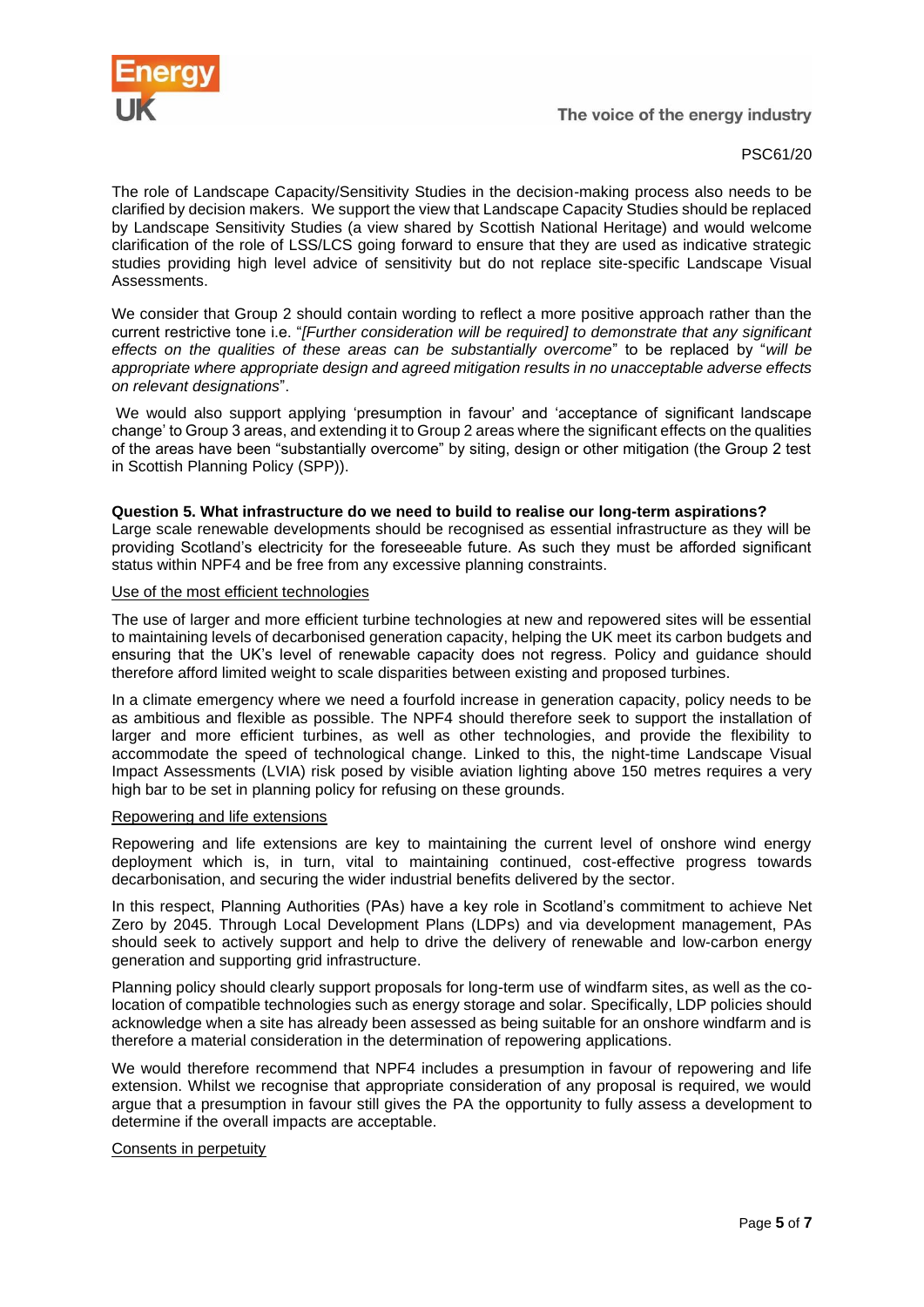The role of Landscape Capacity/Sensitivity Studies in the decision-making process also needs to be clarified by decision makers. We support the view that Landscape Capacity Studies should be replaced by Landscape Sensitivity Studies (a view shared by Scottish National Heritage) and would welcome clarification of the role of LSS/LCS going forward to ensure that they are used as indicative strategic studies providing high level advice of sensitivity but do not replace site-specific Landscape Visual Assessments.

We consider that Group 2 should contain wording to reflect a more positive approach rather than the current restrictive tone i.e. "*[Further consideration will be required] to demonstrate that any significant effects on the qualities of these areas can be substantially overcome*" to be replaced by "*will be appropriate where appropriate design and agreed mitigation results in no unacceptable adverse effects on relevant designations*".

We would also support applying 'presumption in favour' and 'acceptance of significant landscape change' to Group 3 areas, and extending it to Group 2 areas where the significant effects on the qualities of the areas have been "substantially overcome" by siting, design or other mitigation (the Group 2 test in Scottish Planning Policy (SPP)).

**Question 5. What infrastructure do we need to build to realise our long-term aspirations?**

Large scale renewable developments should be recognised as essential infrastructure as they will be providing Scotland's electricity for the foreseeable future. As such they must be afforded significant status within NPF4 and be free from any excessive planning constraints.

<u>Use of the most efficient technologies</u>

The use of larger and more efficient turbine technologies at new and repowered sites will be essential to maintaining levels of decarbonised generation capacity, helping the UK meet its carbon budgets and ensuring that the UK's level of renewable capacity does not regress. Policy and guidance should therefore afford limited weight to scale disparities between existing and proposed turbines.

In a climate emergency where we need a fourfold increase in generation capacity, policy needs to be as ambitious and flexible as possible. The NPF4 should therefore seek to support the installation of larger and more efficient turbines, as well as other technologies, and provide the flexibility to accommodate the speed of technological change. Linked to this, the night-time Landscape Visual Impact Assessments (LVIA) risk posed by visible aviation lighting above 150 metres requires a very high bar to be set in planning policy for refusing on these grounds.

<u>Repowering and life extensions</u>

Repowering and life extensions are key to maintaining the current level of onshore wind energy deployment which is, in turn, vital to maintaining continued, cost-effective progress towards decarbonisation, and securing the wider industrial benefits delivered by the sector.

In this respect, Planning Authorities (PAs) have a key role in Scotland's commitment to achieve Net Zero by 2045. Through Local Development Plans (LDPs) and via development management, PAs should seek to actively support and help to drive the delivery of renewable and low-carbon energy generation and supporting grid infrastructure.

Planning policy should clearly support proposals for long-term use of windfarm sites, as well as the co-location of compatible technologies such as energy storage and solar. Specifically, LDP policies should acknowledge when a site has already been assessed as being suitable for an onshore windfarm and is therefore a material consideration in the determination of repowering applications.

We would therefore recommend that NPF4 includes a presumption in favour of repowering and life extension. Whilst we recognise that appropriate consideration of any proposal is required, we would argue that a presumption in favour still gives the PA the opportunity to fully assess a development to determine if the overall impacts are acceptable.

<u>Consents in perpetuity</u>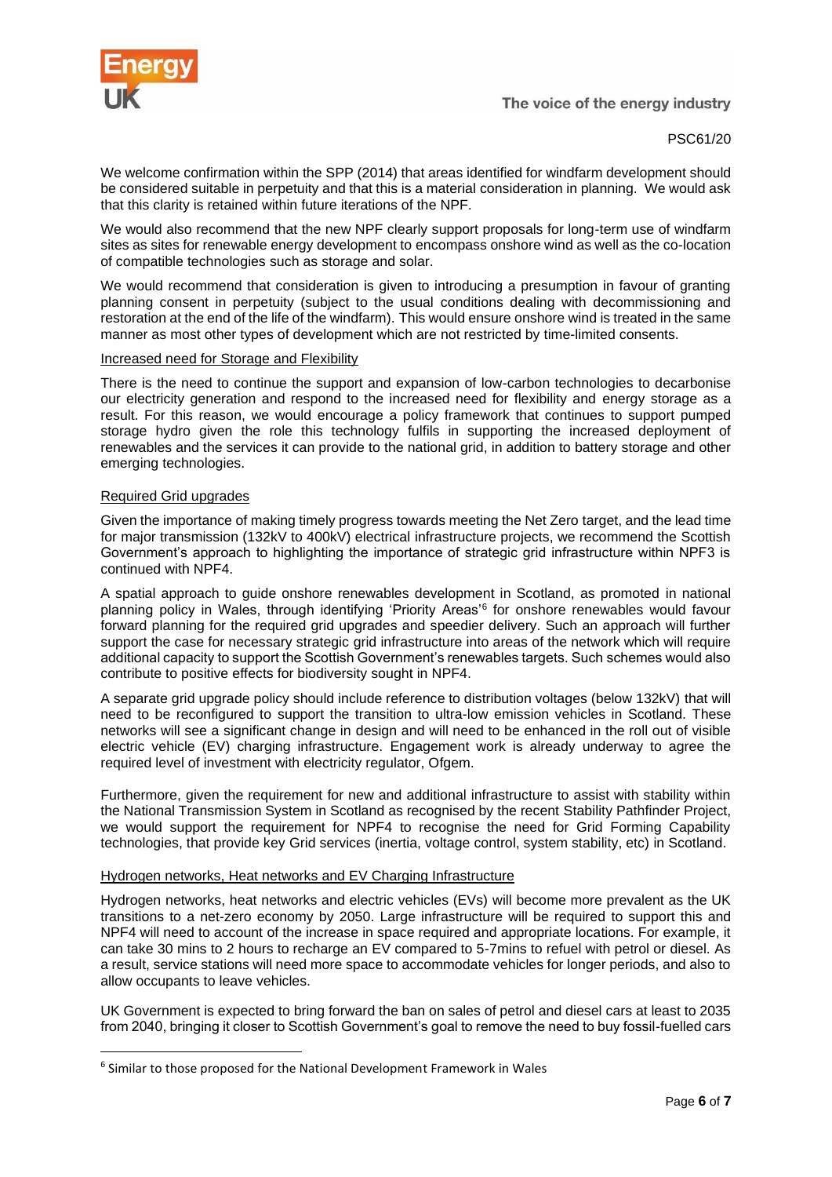We welcome confirmation within the SPP (2014) that areas identified for windfarm development should be considered suitable in perpetuity and that this is a material consideration in planning. We would ask that this clarity is retained within future iterations of the NPF.

We would also recommend that the new NPF clearly support proposals for long-term use of windfarm sites as sites for renewable energy development to encompass onshore wind as well as the co-location of compatible technologies such as storage and solar.

We would recommend that consideration is given to introducing a presumption in favour of granting planning consent in perpetuity (subject to the usual conditions dealing with decommissioning and restoration at the end of the life of the windfarm). This would ensure onshore wind is treated in the same manner as most other types of development which are not restricted by time-limited consents.

Increased need for Storage and Flexibility

There is the need to continue the support and expansion of low-carbon technologies to decarbonise our electricity generation and respond to the increased need for flexibility and energy storage as a result. For this reason, we would encourage a policy framework that continues to support pumped storage hydro given the role this technology fulfils in supporting the increased deployment of renewables and the services it can provide to the national grid, in addition to battery storage and other emerging technologies.

Required Grid upgrades

Given the importance of making timely progress towards meeting the Net Zero target, and the lead time for major transmission (132kV to 400kV) electrical infrastructure projects, we recommend the Scottish Government's approach to highlighting the importance of strategic grid infrastructure within NPF3 is continued with NPF4.

A spatial approach to guide onshore renewables development in Scotland, as promoted in national planning policy in Wales, through identifying 'Priority Areas'[6] for onshore renewables would favour forward planning for the required grid upgrades and speedier delivery. Such an approach will further support the case for necessary strategic grid infrastructure into areas of the network which will require additional capacity to support the Scottish Government's renewables targets. Such schemes would also contribute to positive effects for biodiversity sought in NPF4.

A separate grid upgrade policy should include reference to distribution voltages (below 132kV) that will need to be reconfigured to support the transition to ultra-low emission vehicles in Scotland. These networks will see a significant change in design and will need to be enhanced in the roll out of visible electric vehicle (EV) charging infrastructure. Engagement work is already underway to agree the required level of investment with electricity regulator, Ofgem.

Furthermore, given the requirement for new and additional infrastructure to assist with stability within the National Transmission System in Scotland as recognised by the recent Stability Pathfinder Project, we would support the requirement for NPF4 to recognise the need for Grid Forming Capability technologies, that provide key Grid services (inertia, voltage control, system stability, etc) in Scotland.

Hydrogen networks, Heat networks and EV Charging Infrastructure

Hydrogen networks, heat networks and electric vehicles (EVs) will become more prevalent as the UK transitions to a net-zero economy by 2050. Large infrastructure will be required to support this and NPF4 will need to account of the increase in space required and appropriate locations. For example, it can take 30 mins to 2 hours to recharge an EV compared to 5-7mins to refuel with petrol or diesel. As a result, service stations will need more space to accommodate vehicles for longer periods, and also to allow occupants to leave vehicles.

UK Government is expected to bring forward the ban on sales of petrol and diesel cars at least to 2035 from 2040, bringing it closer to Scottish Government's goal to remove the need to buy fossil-fuelled cars

[6] Similar to those proposed for the National Development Framework in Wales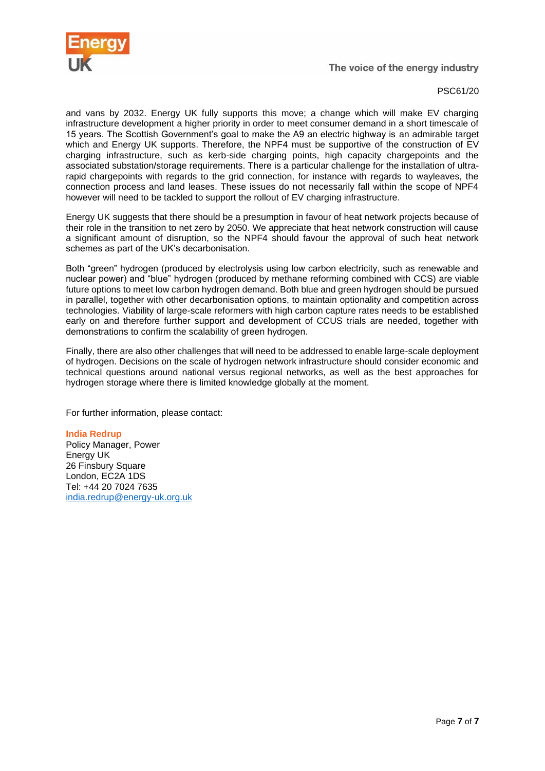and vans by 2032. Energy UK fully supports this move; a change which will make EV charging infrastructure development a higher priority in order to meet consumer demand in a short timescale of 15 years. The Scottish Government's goal to make the A9 an electric highway is an admirable target which and Energy UK supports. Therefore, the NPF4 must be supportive of the construction of EV charging infrastructure, such as kerb-side charging points, high capacity chargepoints and the associated substation/storage requirements. There is a particular challenge for the installation of ultra-rapid chargepoints with regards to the grid connection, for instance with regards to wayleaves, the connection process and land leases. These issues do not necessarily fall within the scope of NPF4 however will need to be tackled to support the rollout of EV charging infrastructure.

Energy UK suggests that there should be a presumption in favour of heat network projects because of their role in the transition to net zero by 2050. We appreciate that heat network construction will cause a significant amount of disruption, so the NPF4 should favour the approval of such heat network schemes as part of the UK's decarbonisation.

Both "green" hydrogen (produced by electrolysis using low carbon electricity, such as renewable and nuclear power) and "blue" hydrogen (produced by methane reforming combined with CCS) are viable future options to meet low carbon hydrogen demand. Both blue and green hydrogen should be pursued in parallel, together with other decarbonisation options, to maintain optionality and competition across technologies. Viability of large-scale reformers with high carbon capture rates needs to be established early on and therefore further support and development of CCUS trials are needed, together with demonstrations to confirm the scalability of green hydrogen.

Finally, there are also other challenges that will need to be addressed to enable large-scale deployment of hydrogen. Decisions on the scale of hydrogen network infrastructure should consider economic and technical questions around national versus regional networks, as well as the best approaches for hydrogen storage where there is limited knowledge globally at the moment.

For further information, please contact:

**India Redrup**
Policy Manager, Power
Energy UK
26 Finsbury Square
London, EC2A 1DS
Tel: +44 20 7024 7635
india.redrup@energy-uk.org.uk